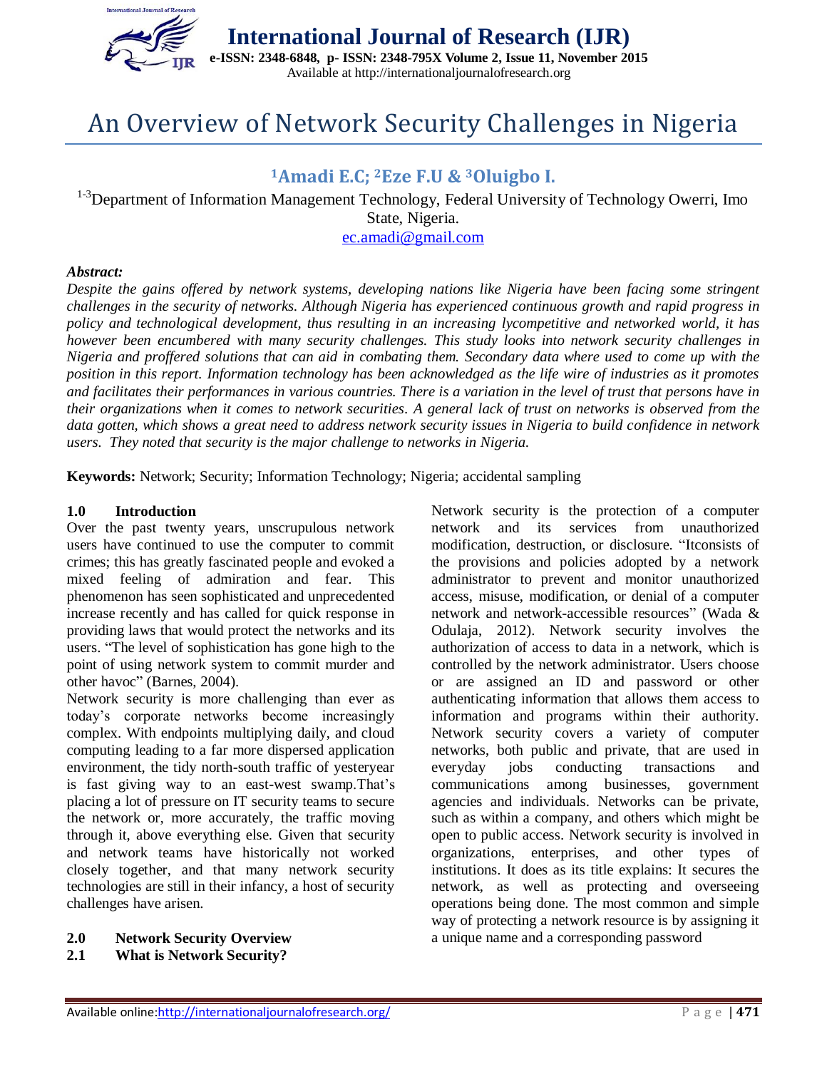# An Overview of Network Security Challenges in Nigeria

**[1]Amadi E.C; [2]Eze F.U & [3]Oluigbo I.**

[1-3]Department of Information Management Technology, Federal University of Technology Owerri, Imo State, Nigeria.
ec.amadi@gmail.com

***Abstract:***

*Despite the gains offered by network systems, developing nations like Nigeria have been facing some stringent challenges in the security of networks. Although Nigeria has experienced continuous growth and rapid progress in policy and technological development, thus resulting in an increasing lycompetitive and networked world, it has however been encumbered with many security challenges. This study looks into network security challenges in Nigeria and proffered solutions that can aid in combating them. Secondary data where used to come up with the position in this report. Information technology has been acknowledged as the life wire of industries as it promotes and facilitates their performances in various countries. There is a variation in the level of trust that persons have in their organizations when it comes to network securities. A general lack of trust on networks is observed from the data gotten, which shows a great need to address network security issues in Nigeria to build confidence in network users. They noted that security is the major challenge to networks in Nigeria.*

**Keywords:** Network; Security; Information Technology; Nigeria; accidental sampling

## 1.0 Introduction

Over the past twenty years, unscrupulous network users have continued to use the computer to commit crimes; this has greatly fascinated people and evoked a mixed feeling of admiration and fear. This phenomenon has seen sophisticated and unprecedented increase recently and has called for quick response in providing laws that would protect the networks and its users. "The level of sophistication has gone high to the point of using network system to commit murder and other havoc" (Barnes, 2004).

Network security is more challenging than ever as today's corporate networks become increasingly complex. With endpoints multiplying daily, and cloud computing leading to a far more dispersed application environment, the tidy north-south traffic of yesteryear is fast giving way to an east-west swamp.That's placing a lot of pressure on IT security teams to secure the network or, more accurately, the traffic moving through it, above everything else. Given that security and network teams have historically not worked closely together, and that many network security technologies are still in their infancy, a host of security challenges have arisen.

## 2.0 Network Security Overview

### 2.1 What is Network Security?

Network security is the protection of a computer network and its services from unauthorized modification, destruction, or disclosure. "Itconsists of the provisions and policies adopted by a network administrator to prevent and monitor unauthorized access, misuse, modification, or denial of a computer network and network-accessible resources" (Wada & Odulaja, 2012). Network security involves the authorization of access to data in a network, which is controlled by the network administrator. Users choose or are assigned an ID and password or other authenticating information that allows them access to information and programs within their authority. Network security covers a variety of computer networks, both public and private, that are used in everyday jobs conducting transactions and communications among businesses, government agencies and individuals. Networks can be private, such as within a company, and others which might be open to public access. Network security is involved in organizations, enterprises, and other types of institutions. It does as its title explains: It secures the network, as well as protecting and overseeing operations being done. The most common and simple way of protecting a network resource is by assigning it a unique name and a corresponding password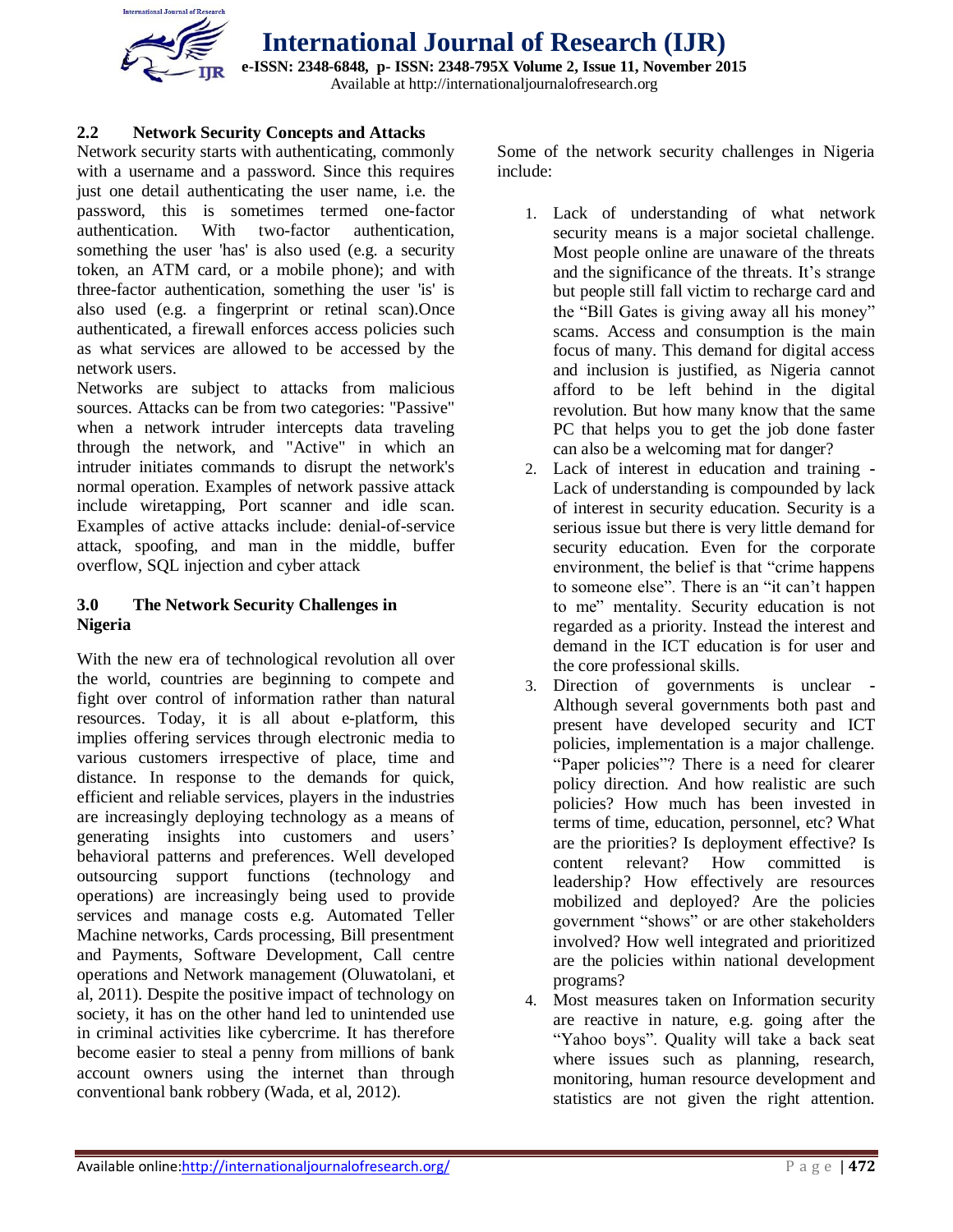## 2.2 Network Security Concepts and Attacks

Network security starts with authenticating, commonly with a username and a password. Since this requires just one detail authenticating the user name, i.e. the password, this is sometimes termed one-factor authentication. With two-factor authentication, something the user 'has' is also used (e.g. a security token, an ATM card, or a mobile phone); and with three-factor authentication, something the user 'is' is also used (e.g. a fingerprint or retinal scan).Once authenticated, a firewall enforces access policies such as what services are allowed to be accessed by the network users.

Networks are subject to attacks from malicious sources. Attacks can be from two categories: "Passive" when a network intruder intercepts data traveling through the network, and "Active" in which an intruder initiates commands to disrupt the network's normal operation. Examples of network passive attack include wiretapping, Port scanner and idle scan. Examples of active attacks include: denial-of-service attack, spoofing, and man in the middle, buffer overflow, SQL injection and cyber attack

## 3.0 The Network Security Challenges in Nigeria

With the new era of technological revolution all over the world, countries are beginning to compete and fight over control of information rather than natural resources. Today, it is all about e-platform, this implies offering services through electronic media to various customers irrespective of place, time and distance. In response to the demands for quick, efficient and reliable services, players in the industries are increasingly deploying technology as a means of generating insights into customers and users' behavioral patterns and preferences. Well developed outsourcing support functions (technology and operations) are increasingly being used to provide services and manage costs e.g. Automated Teller Machine networks, Cards processing, Bill presentment and Payments, Software Development, Call centre operations and Network management (Oluwatolani, et al, 2011). Despite the positive impact of technology on society, it has on the other hand led to unintended use in criminal activities like cybercrime. It has therefore become easier to steal a penny from millions of bank account owners using the internet than through conventional bank robbery (Wada, et al, 2012).

Some of the network security challenges in Nigeria include:

1. Lack of understanding of what network security means is a major societal challenge. Most people online are unaware of the threats and the significance of the threats. It's strange but people still fall victim to recharge card and the "Bill Gates is giving away all his money" scams. Access and consumption is the main focus of many. This demand for digital access and inclusion is justified, as Nigeria cannot afford to be left behind in the digital revolution. But how many know that the same PC that helps you to get the job done faster can also be a welcoming mat for danger?
2. Lack of interest in education and training - Lack of understanding is compounded by lack of interest in security education. Security is a serious issue but there is very little demand for security education. Even for the corporate environment, the belief is that "crime happens to someone else". There is an "it can't happen to me" mentality. Security education is not regarded as a priority. Instead the interest and demand in the ICT education is for user and the core professional skills.
3. Direction of governments is unclear - Although several governments both past and present have developed security and ICT policies, implementation is a major challenge. "Paper policies"? There is a need for clearer policy direction. And how realistic are such policies? How much has been invested in terms of time, education, personnel, etc? What are the priorities? Is deployment effective? Is content relevant? How committed is leadership? How effectively are resources mobilized and deployed? Are the policies government "shows" or are other stakeholders involved? How well integrated and prioritized are the policies within national development programs?
4. Most measures taken on Information security are reactive in nature, e.g. going after the "Yahoo boys". Quality will take a back seat where issues such as planning, research, monitoring, human resource development and statistics are not given the right attention.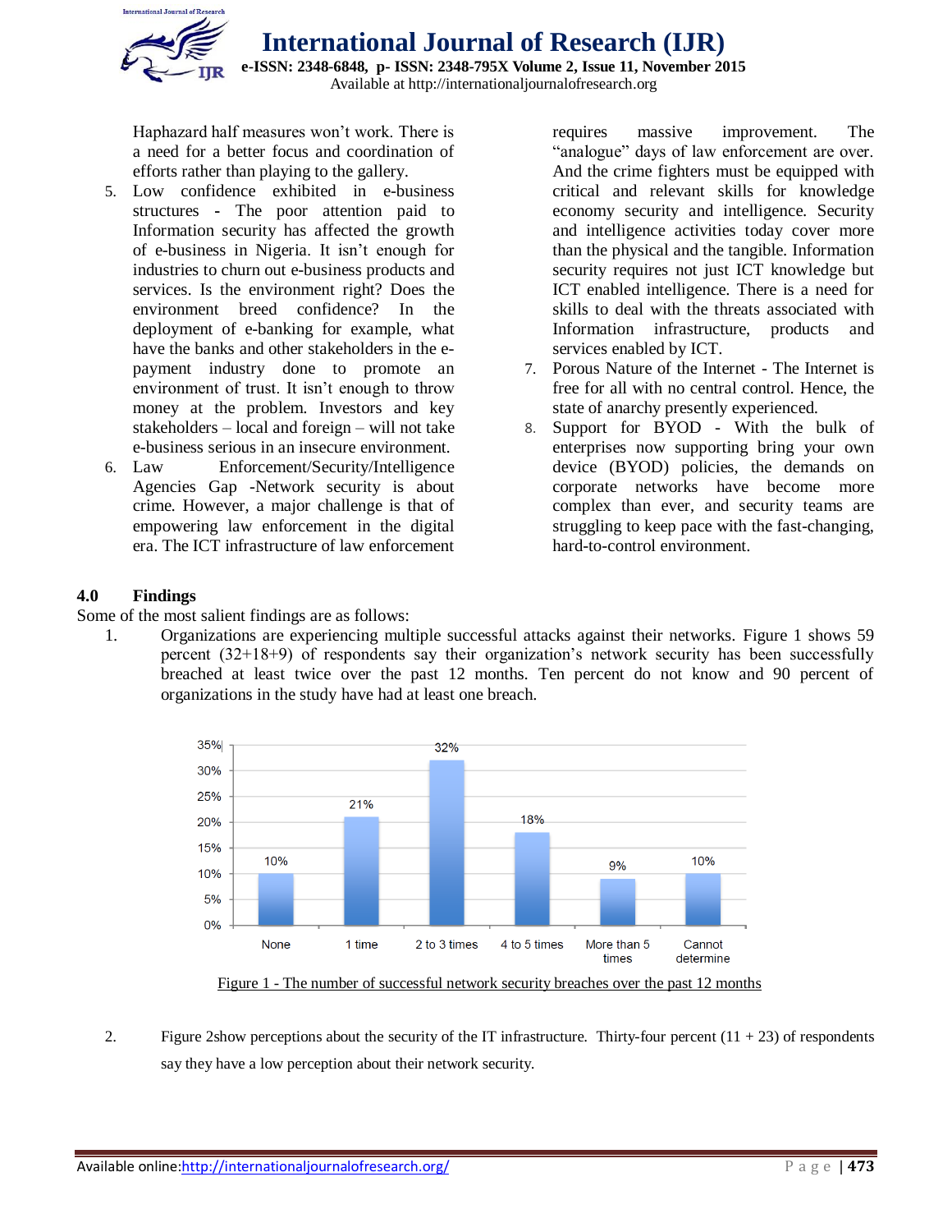Haphazard half measures won't work. There is a need for a better focus and coordination of efforts rather than playing to the gallery.

5. Low confidence exhibited in e-business structures - The poor attention paid to Information security has affected the growth of e-business in Nigeria. It isn't enough for industries to churn out e-business products and services. Is the environment right? Does the environment breed confidence? In the deployment of e-banking for example, what have the banks and other stakeholders in the e-payment industry done to promote an environment of trust. It isn't enough to throw money at the problem. Investors and key stakeholders – local and foreign – will not take e-business serious in an insecure environment.
6. Law Enforcement/Security/Intelligence Agencies Gap -Network security is about crime. However, a major challenge is that of empowering law enforcement in the digital era. The ICT infrastructure of law enforcement requires massive improvement. The "analogue" days of law enforcement are over. And the crime fighters must be equipped with critical and relevant skills for knowledge economy security and intelligence. Security and intelligence activities today cover more than the physical and the tangible. Information security requires not just ICT knowledge but ICT enabled intelligence. There is a need for skills to deal with the threats associated with Information infrastructure, products and services enabled by ICT.
7. Porous Nature of the Internet - The Internet is free for all with no central control. Hence, the state of anarchy presently experienced.
8. Support for BYOD - With the bulk of enterprises now supporting bring your own device (BYOD) policies, the demands on corporate networks have become more complex than ever, and security teams are struggling to keep pace with the fast-changing, hard-to-control environment.

## 4.0 Findings

Some of the most salient findings are as follows:

1. Organizations are experiencing multiple successful attacks against their networks. Figure 1 shows 59 percent (32+18+9) of respondents say their organization's network security has been successfully breached at least twice over the past 12 months. Ten percent do not know and 90 percent of organizations in the study have had at least one breach.

| None | 1 time | 2 to 3 times | 4 to 5 times | More than 5 times | Cannot determine |
|---|---|---|---|---|---|
| 10% | 21% | 32% | 18% | 9% | 10% |

Figure 1 - The number of successful network security breaches over the past 12 months

2. Figure 2show perceptions about the security of the IT infrastructure. Thirty-four percent (11 + 23) of respondents say they have a low perception about their network security.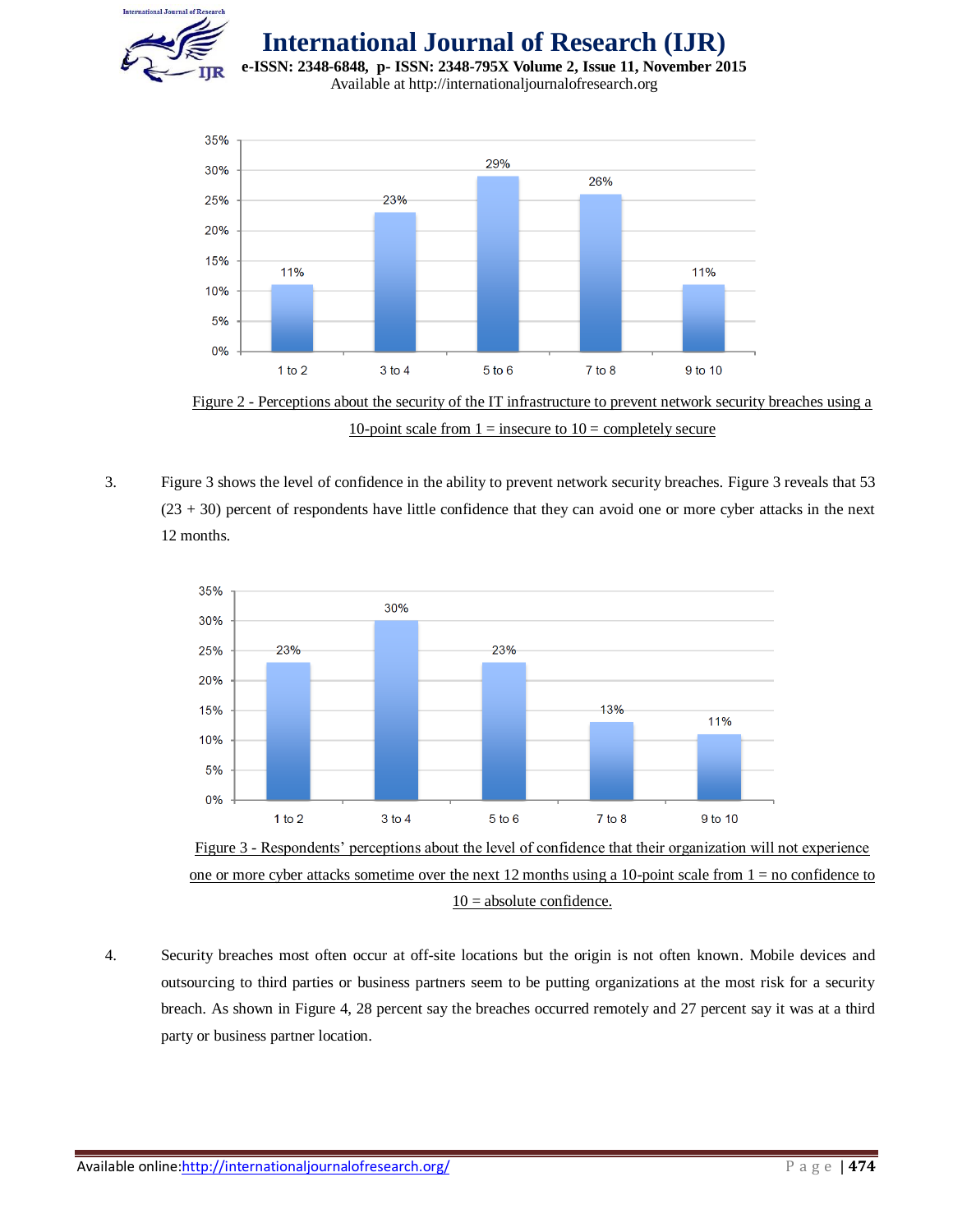Figure 2 - Perceptions about the security of the IT infrastructure to prevent network security breaches using a 10-point scale from 1 = insecure to 10 = completely secure

3. Figure 3 shows the level of confidence in the ability to prevent network security breaches. Figure 3 reveals that 53 (23 + 30) percent of respondents have little confidence that they can avoid one or more cyber attacks in the next 12 months.

Figure 3 - Respondents' perceptions about the level of confidence that their organization will not experience one or more cyber attacks sometime over the next 12 months using a 10-point scale from 1 = no confidence to 10 = absolute confidence.

4. Security breaches most often occur at off-site locations but the origin is not often known. Mobile devices and outsourcing to third parties or business partners seem to be putting organizations at the most risk for a security breach. As shown in Figure 4, 28 percent say the breaches occurred remotely and 27 percent say it was at a third party or business partner location.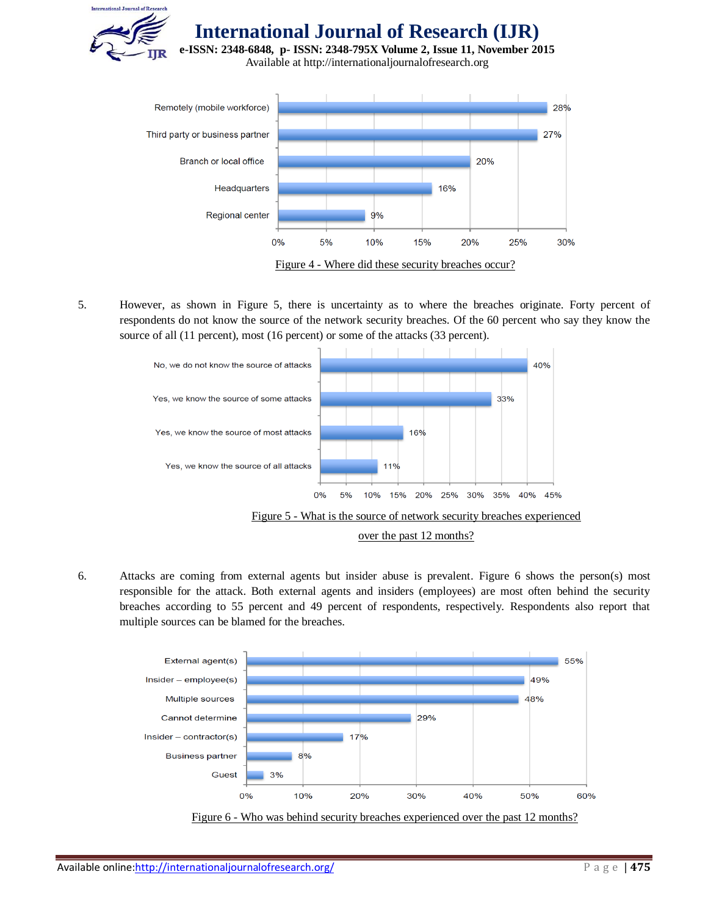| Location | Percentage |
| --- | --- |
| Remotely (mobile workforce) | 28% |
| Third party or business partner | 27% |
| Branch or local office | 20% |
| Headquarters | 16% |
| Regional center | 9% |

Figure 4 - Where did these security breaches occur?

5. However, as shown in Figure 5, there is uncertainty as to where the breaches originate. Forty percent of respondents do not know the source of the network security breaches. Of the 60 percent who say they know the source of all (11 percent), most (16 percent) or some of the attacks (33 percent).

| Response | Percentage |
| --- | --- |
| No, we do not know the source of attacks | 40% |
| Yes, we know the source of some attacks | 33% |
| Yes, we know the source of most attacks | 16% |
| Yes, we know the source of all attacks | 11% |

Figure 5 - What is the source of network security breaches experienced over the past 12 months?

6. Attacks are coming from external agents but insider abuse is prevalent. Figure 6 shows the person(s) most responsible for the attack. Both external agents and insiders (employees) are most often behind the security breaches according to 55 percent and 49 percent of respondents, respectively. Respondents also report that multiple sources can be blamed for the breaches.

| Source | Percentage |
| --- | --- |
| External agent(s) | 55% |
| Insider – employee(s) | 49% |
| Multiple sources | 48% |
| Cannot determine | 29% |
| Insider – contractor(s) | 17% |
| Business partner | 8% |
| Guest | 3% |

Figure 6 - Who was behind security breaches experienced over the past 12 months?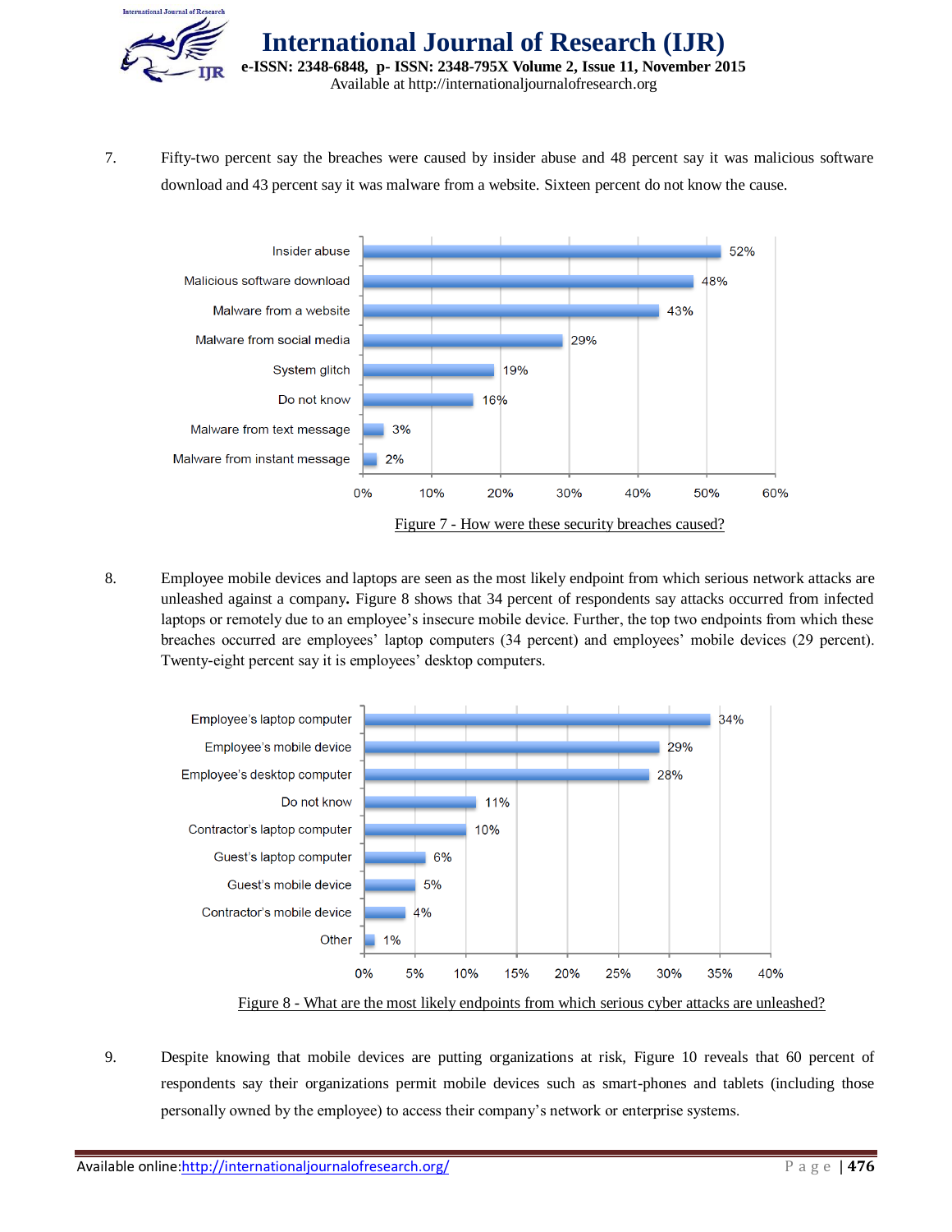7. Fifty-two percent say the breaches were caused by insider abuse and 48 percent say it was malicious software download and 43 percent say it was malware from a website. Sixteen percent do not know the cause.

| Cause | Percent |
|---|---|
| Insider abuse | 52% |
| Malicious software download | 48% |
| Malware from a website | 43% |
| Malware from social media | 29% |
| System glitch | 19% |
| Do not know | 16% |
| Malware from text message | 3% |
| Malware from instant message | 2% |

Figure 7 - How were these security breaches caused?

8. Employee mobile devices and laptops are seen as the most likely endpoint from which serious network attacks are unleashed against a company**.** Figure 8 shows that 34 percent of respondents say attacks occurred from infected laptops or remotely due to an employee's insecure mobile device. Further, the top two endpoints from which these breaches occurred are employees' laptop computers (34 percent) and employees' mobile devices (29 percent). Twenty-eight percent say it is employees' desktop computers.

| Endpoint | Percent |
|---|---|
| Employee's laptop computer | 34% |
| Employee's mobile device | 29% |
| Employee's desktop computer | 28% |
| Do not know | 11% |
| Contractor's laptop computer | 10% |
| Guest's laptop computer | 6% |
| Guest's mobile device | 5% |
| Contractor's mobile device | 4% |
| Other | 1% |

Figure 8 - What are the most likely endpoints from which serious cyber attacks are unleashed?

9. Despite knowing that mobile devices are putting organizations at risk, Figure 10 reveals that 60 percent of respondents say their organizations permit mobile devices such as smart-phones and tablets (including those personally owned by the employee) to access their company's network or enterprise systems.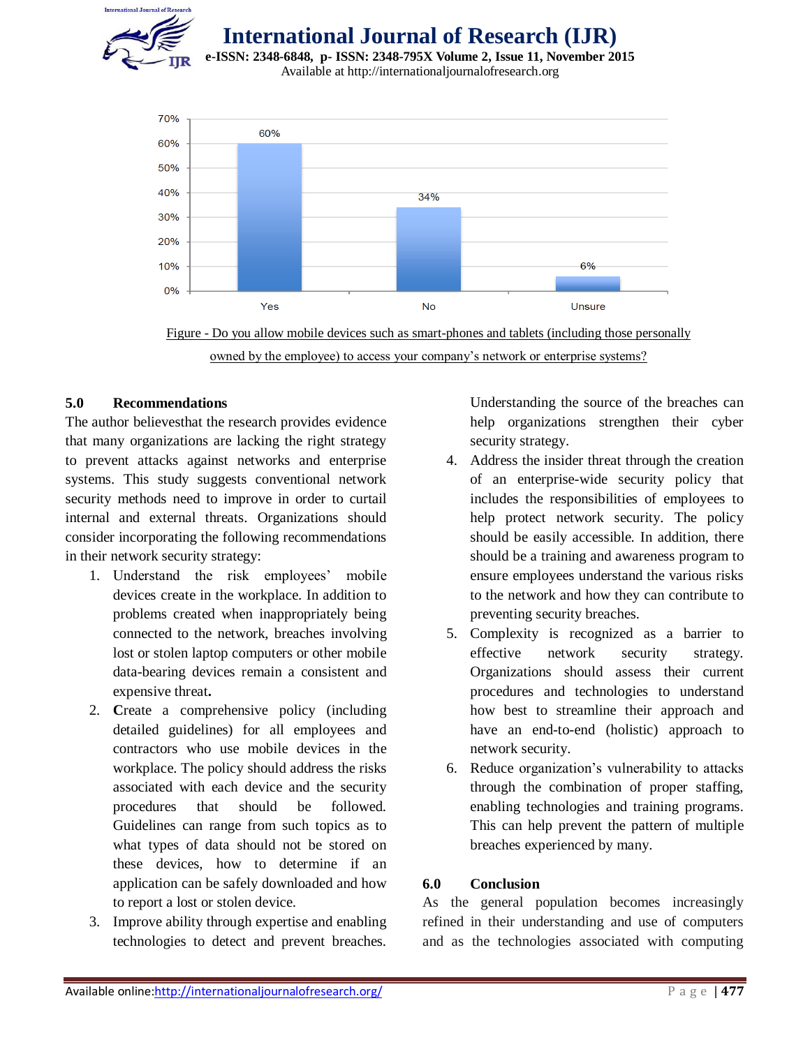Figure - Do you allow mobile devices such as smart-phones and tablets (including those personally owned by the employee) to access your company's network or enterprise systems?

| Response | Percentage |
|---|---|
| Yes | 60% |
| No | 34% |
| Unsure | 6% |

## 5.0 Recommendations

The author believesthat the research provides evidence that many organizations are lacking the right strategy to prevent attacks against networks and enterprise systems. This study suggests conventional network security methods need to improve in order to curtail internal and external threats. Organizations should consider incorporating the following recommendations in their network security strategy:

1. Understand the risk employees' mobile devices create in the workplace. In addition to problems created when inappropriately being connected to the network, breaches involving lost or stolen laptop computers or other mobile data-bearing devices remain a consistent and expensive threat**.**
2. **C**reate a comprehensive policy (including detailed guidelines) for all employees and contractors who use mobile devices in the workplace. The policy should address the risks associated with each device and the security procedures that should be followed. Guidelines can range from such topics as to what types of data should not be stored on these devices, how to determine if an application can be safely downloaded and how to report a lost or stolen device.
3. Improve ability through expertise and enabling technologies to detect and prevent breaches. Understanding the source of the breaches can help organizations strengthen their cyber security strategy.
4. Address the insider threat through the creation of an enterprise-wide security policy that includes the responsibilities of employees to help protect network security. The policy should be easily accessible. In addition, there should be a training and awareness program to ensure employees understand the various risks to the network and how they can contribute to preventing security breaches.
5. Complexity is recognized as a barrier to effective network security strategy. Organizations should assess their current procedures and technologies to understand how best to streamline their approach and have an end-to-end (holistic) approach to network security.
6. Reduce organization's vulnerability to attacks through the combination of proper staffing, enabling technologies and training programs. This can help prevent the pattern of multiple breaches experienced by many.

## 6.0 Conclusion

As the general population becomes increasingly refined in their understanding and use of computers and as the technologies associated with computing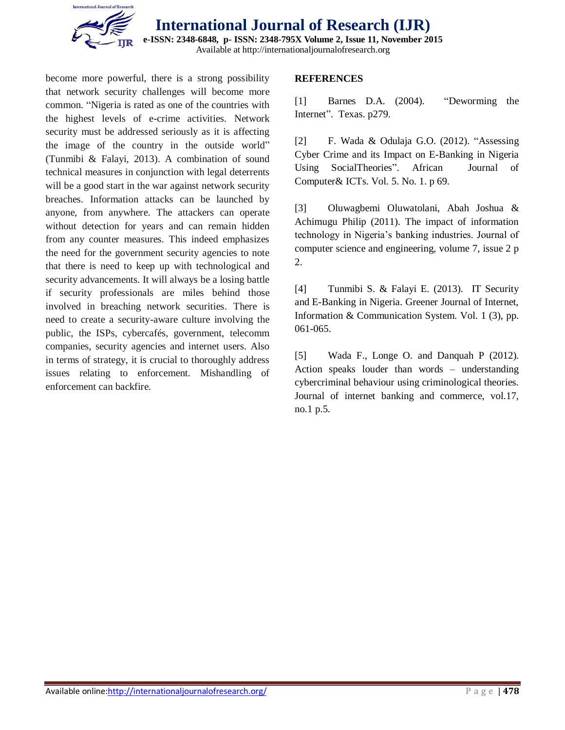become more powerful, there is a strong possibility that network security challenges will become more common. “Nigeria is rated as one of the countries with the highest levels of e-crime activities. Network security must be addressed seriously as it is affecting the image of the country in the outside world” (Tunmibi & Falayi, 2013). A combination of sound technical measures in conjunction with legal deterrents will be a good start in the war against network security breaches. Information attacks can be launched by anyone, from anywhere. The attackers can operate without detection for years and can remain hidden from any counter measures. This indeed emphasizes the need for the government security agencies to note that there is need to keep up with technological and security advancements. It will always be a losing battle if security professionals are miles behind those involved in breaching network securities. There is need to create a security-aware culture involving the public, the ISPs, cybercafés, government, telecomm companies, security agencies and internet users. Also in terms of strategy, it is crucial to thoroughly address issues relating to enforcement. Mishandling of enforcement can backfire.

## REFERENCES

[1] Barnes D.A. (2004). “Deworming the Internet”. Texas. p279.

[2] F. Wada & Odulaja G.O. (2012). “Assessing Cyber Crime and its Impact on E-Banking in Nigeria Using SocialTheories”. African Journal of Computer& ICTs. Vol. 5. No. 1. p 69.

[3] Oluwagbemi Oluwatolani, Abah Joshua & Achimugu Philip (2011). The impact of information technology in Nigeria’s banking industries. Journal of computer science and engineering, volume 7, issue 2 p 2.

[4] Tunmibi S. & Falayi E. (2013). IT Security and E-Banking in Nigeria. Greener Journal of Internet, Information & Communication System. Vol. 1 (3), pp. 061-065.

[5] Wada F., Longe O. and Danquah P (2012). Action speaks louder than words – understanding cybercriminal behaviour using criminological theories. Journal of internet banking and commerce, vol.17, no.1 p.5.